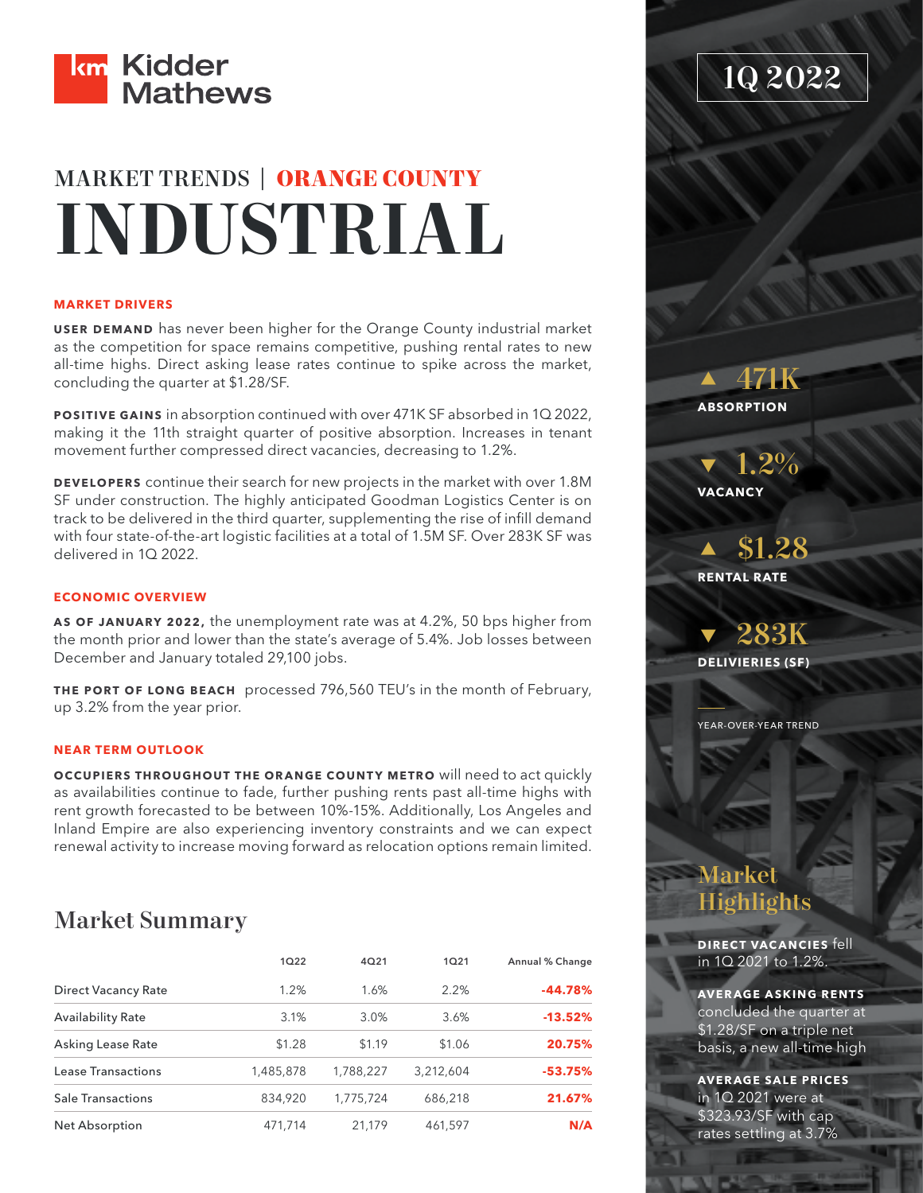Kidder Mathews

# MARKET TRENDS | ORANGE COUNTY

# INDUSTRIAL

1Q 2022

### MARKET DRIVERS

**USER DEMAND** has never been higher for the Orange County industrial market as the competition for space remains competitive, pushing rental rates to new all-time highs. Direct asking lease rates continue to spike across the market, concluding the quarter at $1.28/SF.

**POSITIVE GAINS** in absorption continued with over 471K SF absorbed in 1Q 2022, making it the 11th straight quarter of positive absorption. Increases in tenant movement further compressed direct vacancies, decreasing to 1.2%.

**DEVELOPERS** continue their search for new projects in the market with over 1.8M SF under construction. The highly anticipated Goodman Logistics Center is on track to be delivered in the third quarter, supplementing the rise of infill demand with four state-of-the-art logistic facilities at a total of 1.5M SF. Over 283K SF was delivered in 1Q 2022.

### ECONOMIC OVERVIEW

**AS OF JANUARY 2022,** the unemployment rate was at 4.2%, 50 bps higher from the month prior and lower than the state's average of 5.4%. Job losses between December and January totaled 29,100 jobs.

**THE PORT OF LONG BEACH** processed 796,560 TEU's in the month of February, up 3.2% from the year prior.

### NEAR TERM OUTLOOK

**OCCUPIERS THROUGHOUT THE ORANGE COUNTY METRO** will need to act quickly as availabilities continue to fade, further pushing rents past all-time highs with rent growth forecasted to be between 10%-15%. Additionally, Los Angeles and Inland Empire are also experiencing inventory constraints and we can expect renewal activity to increase moving forward as relocation options remain limited.

## Market Summary

| | 1Q22 | 4Q21 | 1Q21 | Annual % Change |
|---|---|---|---|---|
| Direct Vacancy Rate | 1.2% | 1.6% | 2.2% | -44.78% |
| Availability Rate | 3.1% | 3.0% | 3.6% | -13.52% |
| Asking Lease Rate | $1.28 | $1.19 | $1.06 | 20.75% |
| Lease Transactions | 1,485,878 | 1,788,227 | 3,212,604 | -53.75% |
| Sale Transactions | 834,920 | 1,775,724 | 686,218 | 21.67% |
| Net Absorption | 471,714 | 21,179 | 461,597 | N/A |

▲ 471K
**ABSORPTION**

▼ 1.2%
**VACANCY**

▲ $1.28
**RENTAL RATE**

▼ 283K
**DELIVIERIES (SF)**

YEAR-OVER-YEAR TREND

## Market Highlights

**DIRECT VACANCIES** fell in 1Q 2021 to 1.2%.

**AVERAGE ASKING RENTS** concluded the quarter at $1.28/SF on a triple net basis, a new all-time high

**AVERAGE SALE PRICES** in 1Q 2021 were at $323.93/SF with cap rates settling at 3.7%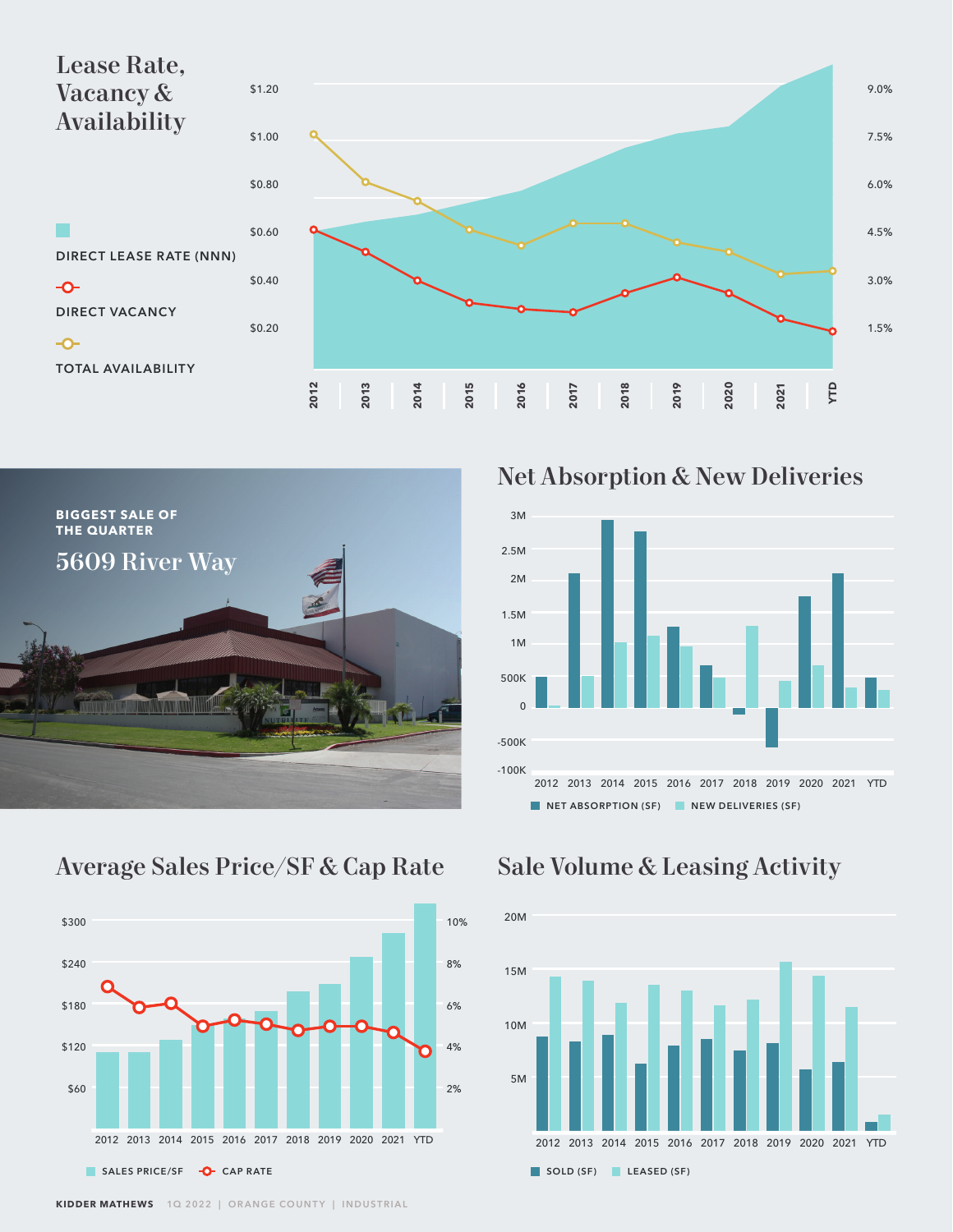## Lease Rate, Vacancy & Availability

DIRECT LEASE RATE (NNN)

DIRECT VACANCY

TOTAL AVAILABILITY

**BIGGEST SALE OF THE QUARTER**

5609 River Way

## Net Absorption & New Deliveries

NET ABSORPTION (SF) NEW DELIVERIES (SF)

## Average Sales Price/SF & Cap Rate

SALES PRICE/SF CAP RATE

## Sale Volume & Leasing Activity

SOLD (SF) LEASED (SF)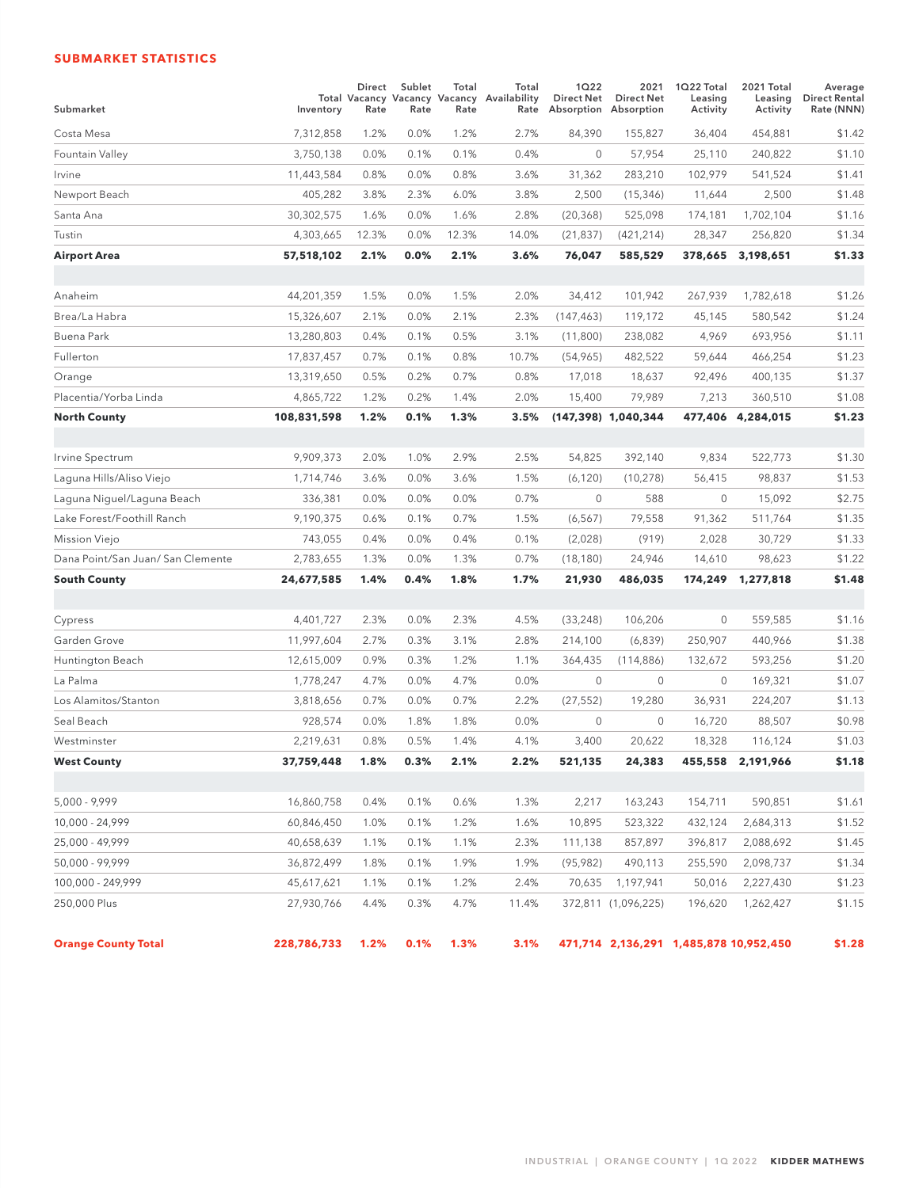## SUBMARKET STATISTICS

| Submarket | Total Inventory | Direct Vacancy Rate | Sublet Vacancy Rate | Total Vacancy Rate | Total Availability Rate | 1Q22 Direct Net Absorption | 2021 Direct Net Absorption | 1Q22 Total Leasing Activity | 2021 Total Leasing Activity | Average Direct Rental Rate (NNN) |
|---|---|---|---|---|---|---|---|---|---|---|
| Costa Mesa | 7,312,858 | 1.2% | 0.0% | 1.2% | 2.7% | 84,390 | 155,827 | 36,404 | 454,881 | $1.42 |
| Fountain Valley | 3,750,138 | 0.0% | 0.1% | 0.1% | 0.4% | 0 | 57,954 | 25,110 | 240,822 | $1.10 |
| Irvine | 11,443,584 | 0.8% | 0.0% | 0.8% | 3.6% | 31,362 | 283,210 | 102,979 | 541,524 | $1.41 |
| Newport Beach | 405,282 | 3.8% | 2.3% | 6.0% | 3.8% | 2,500 | (15,346) | 11,644 | 2,500 | $1.48 |
| Santa Ana | 30,302,575 | 1.6% | 0.0% | 1.6% | 2.8% | (20,368) | 525,098 | 174,181 | 1,702,104 | $1.16 |
| Tustin | 4,303,665 | 12.3% | 0.0% | 12.3% | 14.0% | (21,837) | (421,214) | 28,347 | 256,820 | $1.34 |
| **Airport Area** | **57,518,102** | **2.1%** | **0.0%** | **2.1%** | **3.6%** | **76,047** | **585,529** | **378,665** | **3,198,651** | **$1.33** |
| | | | | | | | | | | |
| Anaheim | 44,201,359 | 1.5% | 0.0% | 1.5% | 2.0% | 34,412 | 101,942 | 267,939 | 1,782,618 | $1.26 |
| Brea/La Habra | 15,326,607 | 2.1% | 0.0% | 2.1% | 2.3% | (147,463) | 119,172 | 45,145 | 580,542 | $1.24 |
| Buena Park | 13,280,803 | 0.4% | 0.1% | 0.5% | 3.1% | (11,800) | 238,082 | 4,969 | 693,956 | $1.11 |
| Fullerton | 17,837,457 | 0.7% | 0.1% | 0.8% | 10.7% | (54,965) | 482,522 | 59,644 | 466,254 | $1.23 |
| Orange | 13,319,650 | 0.5% | 0.2% | 0.7% | 0.8% | 17,018 | 18,637 | 92,496 | 400,135 | $1.37 |
| Placentia/Yorba Linda | 4,865,722 | 1.2% | 0.2% | 1.4% | 2.0% | 15,400 | 79,989 | 7,213 | 360,510 | $1.08 |
| **North County** | **108,831,598** | **1.2%** | **0.1%** | **1.3%** | **3.5%** | **(147,398)** | **1,040,344** | **477,406** | **4,284,015** | **$1.23** |
| | | | | | | | | | | |
| Irvine Spectrum | 9,909,373 | 2.0% | 1.0% | 2.9% | 2.5% | 54,825 | 392,140 | 9,834 | 522,773 | $1.30 |
| Laguna Hills/Aliso Viejo | 1,714,746 | 3.6% | 0.0% | 3.6% | 1.5% | (6,120) | (10,278) | 56,415 | 98,837 | $1.53 |
| Laguna Niguel/Laguna Beach | 336,381 | 0.0% | 0.0% | 0.0% | 0.7% | 0 | 588 | 0 | 15,092 | $2.75 |
| Lake Forest/Foothill Ranch | 9,190,375 | 0.6% | 0.1% | 0.7% | 1.5% | (6,567) | 79,558 | 91,362 | 511,764 | $1.35 |
| Mission Viejo | 743,055 | 0.4% | 0.0% | 0.4% | 0.1% | (2,028) | (919) | 2,028 | 30,729 | $1.33 |
| Dana Point/San Juan/ San Clemente | 2,783,655 | 1.3% | 0.0% | 1.3% | 0.7% | (18,180) | 24,946 | 14,610 | 98,623 | $1.22 |
| **South County** | **24,677,585** | **1.4%** | **0.4%** | **1.8%** | **1.7%** | **21,930** | **486,035** | **174,249** | **1,277,818** | **$1.48** |
| | | | | | | | | | | |
| Cypress | 4,401,727 | 2.3% | 0.0% | 2.3% | 4.5% | (33,248) | 106,206 | 0 | 559,585 | $1.16 |
| Garden Grove | 11,997,604 | 2.7% | 0.3% | 3.1% | 2.8% | 214,100 | (6,839) | 250,907 | 440,966 | $1.38 |
| Huntington Beach | 12,615,009 | 0.9% | 0.3% | 1.2% | 1.1% | 364,435 | (114,886) | 132,672 | 593,256 | $1.20 |
| La Palma | 1,778,247 | 4.7% | 0.0% | 4.7% | 0.0% | 0 | 0 | 0 | 169,321 | $1.07 |
| Los Alamitos/Stanton | 3,818,656 | 0.7% | 0.0% | 0.7% | 2.2% | (27,552) | 19,280 | 36,931 | 224,207 | $1.13 |
| Seal Beach | 928,574 | 0.0% | 1.8% | 1.8% | 0.0% | 0 | 0 | 16,720 | 88,507 | $0.98 |
| Westminster | 2,219,631 | 0.8% | 0.5% | 1.4% | 4.1% | 3,400 | 20,622 | 18,328 | 116,124 | $1.03 |
| **West County** | **37,759,448** | **1.8%** | **0.3%** | **2.1%** | **2.2%** | **521,135** | **24,383** | **455,558** | **2,191,966** | **$1.18** |
| | | | | | | | | | | |
| 5,000 - 9,999 | 16,860,758 | 0.4% | 0.1% | 0.6% | 1.3% | 2,217 | 163,243 | 154,711 | 590,851 | $1.61 |
| 10,000 - 24,999 | 60,846,450 | 1.0% | 0.1% | 1.2% | 1.6% | 10,895 | 523,322 | 432,124 | 2,684,313 | $1.52 |
| 25,000 - 49,999 | 40,658,639 | 1.1% | 0.1% | 1.1% | 2.3% | 111,138 | 857,897 | 396,817 | 2,088,692 | $1.45 |
| 50,000 - 99,999 | 36,872,499 | 1.8% | 0.1% | 1.9% | 1.9% | (95,982) | 490,113 | 255,590 | 2,098,737 | $1.34 |
| 100,000 - 249,999 | 45,617,621 | 1.1% | 0.1% | 1.2% | 2.4% | 70,635 | 1,197,941 | 50,016 | 2,227,430 | $1.23 |
| 250,000 Plus | 27,930,766 | 4.4% | 0.3% | 4.7% | 11.4% | 372,811 | (1,096,225) | 196,620 | 1,262,427 | $1.15 |
| | | | | | | | | | | |
| **Orange County Total** | **228,786,733** | **1.2%** | **0.1%** | **1.3%** | **3.1%** | **471,714** | **2,136,291** | **1,485,878** | **10,952,450** | **$1.28** |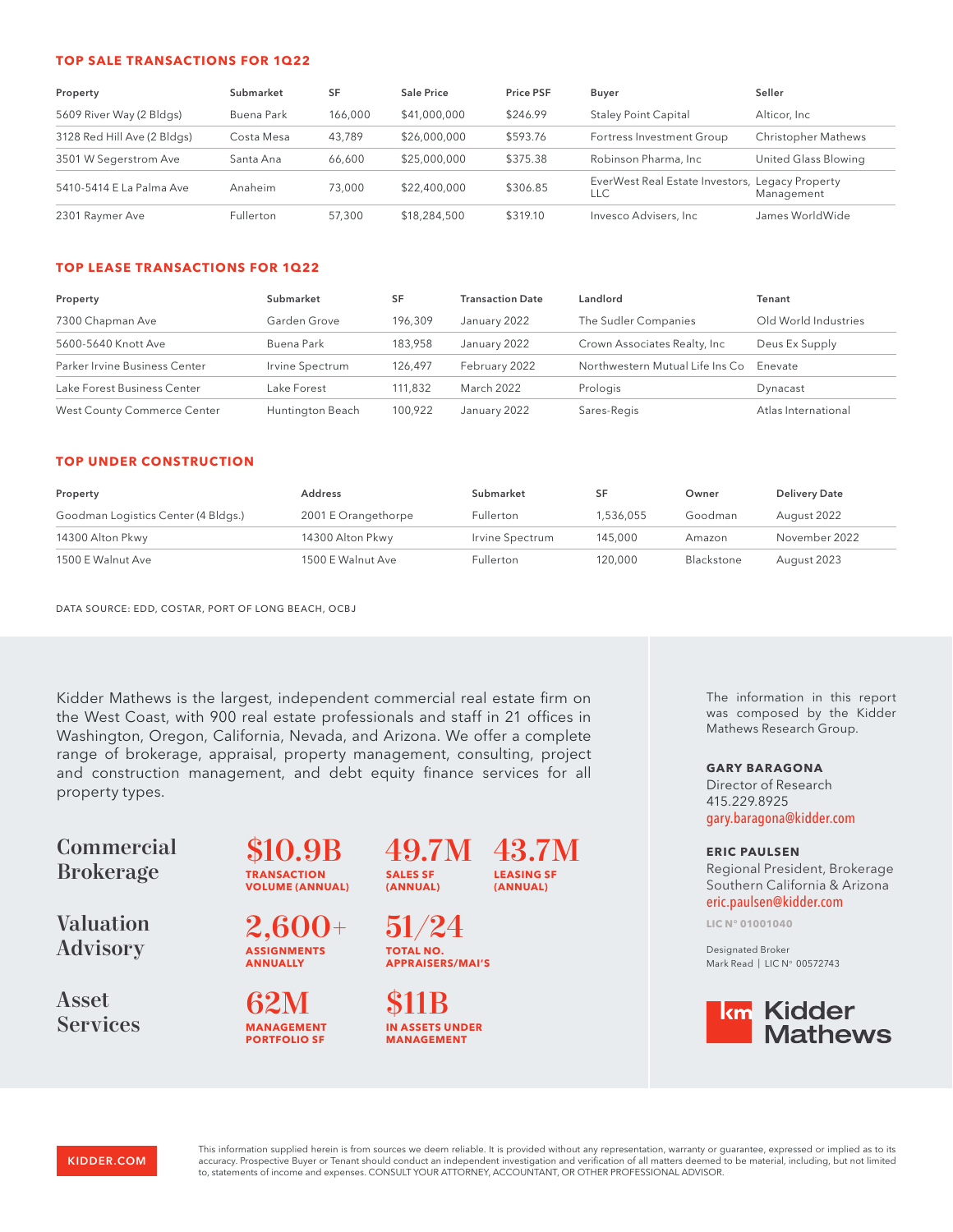## TOP SALE TRANSACTIONS FOR 1Q22

| Property | Submarket | SF | Sale Price | Price PSF | Buyer | Seller |
|---|---|---|---|---|---|---|
| 5609 River Way (2 Bldgs) | Buena Park | 166,000 | $41,000,000 | $246.99 | Staley Point Capital | Alticor, Inc |
| 3128 Red Hill Ave (2 Bldgs) | Costa Mesa | 43,789 | $26,000,000 | $593.76 | Fortress Investment Group | Christopher Mathews |
| 3501 W Segerstrom Ave | Santa Ana | 66,600 | $25,000,000 | $375.38 | Robinson Pharma, Inc | United Glass Blowing |
| 5410-5414 E La Palma Ave | Anaheim | 73,000 | $22,400,000 | $306.85 | EverWest Real Estate Investors, LLC | Legacy Property Management |
| 2301 Raymer Ave | Fullerton | 57,300 | $18,284,500 | $319.10 | Invesco Advisers, Inc | James WorldWide |

## TOP LEASE TRANSACTIONS FOR 1Q22

| Property | Submarket | SF | Transaction Date | Landlord | Tenant |
|---|---|---|---|---|---|
| 7300 Chapman Ave | Garden Grove | 196,309 | January 2022 | The Sudler Companies | Old World Industries |
| 5600-5640 Knott Ave | Buena Park | 183,958 | January 2022 | Crown Associates Realty, Inc | Deus Ex Supply |
| Parker Irvine Business Center | Irvine Spectrum | 126,497 | February 2022 | Northwestern Mutual Life Ins Co | Enevate |
| Lake Forest Business Center | Lake Forest | 111,832 | March 2022 | Prologis | Dynacast |
| West County Commerce Center | Huntington Beach | 100,922 | January 2022 | Sares-Regis | Atlas International |

## TOP UNDER CONSTRUCTION

| Property | Address | Submarket | SF | Owner | Delivery Date |
|---|---|---|---|---|---|
| Goodman Logistics Center (4 Bldgs.) | 2001 E Orangethorpe | Fullerton | 1,536,055 | Goodman | August 2022 |
| 14300 Alton Pkwy | 14300 Alton Pkwy | Irvine Spectrum | 145,000 | Amazon | November 2022 |
| 1500 E Walnut Ave | 1500 E Walnut Ave | Fullerton | 120,000 | Blackstone | August 2023 |

DATA SOURCE: EDD, COSTAR, PORT OF LONG BEACH, OCBJ

Kidder Mathews is the largest, independent commercial real estate firm on the West Coast, with 900 real estate professionals and staff in 21 offices in Washington, Oregon, California, Nevada, and Arizona. We offer a complete range of brokerage, appraisal, property management, consulting, project and construction management, and debt equity finance services for all property types.

### Commercial Brokerage

**$10.9B** TRANSACTION VOLUME (ANNUAL)

**49.7M** SALES SF (ANNUAL)

**43.7M** LEASING SF (ANNUAL)

### Valuation Advisory

**2,600+** ASSIGNMENTS ANNUALLY

**51/24** TOTAL NO. APPRAISERS/MAI'S

### Asset Services

**62M** MANAGEMENT PORTFOLIO SF

**$11B** IN ASSETS UNDER MANAGEMENT

The information in this report was composed by the Kidder Mathews Research Group.

**GARY BARAGONA**
Director of Research
415.229.8925
gary.baragona@kidder.com

**ERIC PAULSEN**
Regional President, Brokerage
Southern California & Arizona
eric.paulsen@kidder.com

LIC N° 01001040

Designated Broker
Mark Read | LIC N° 00572743

Kidder Mathews

KIDDER.COM

This information supplied herein is from sources we deem reliable. It is provided without any representation, warranty or guarantee, expressed or implied as to its accuracy. Prospective Buyer or Tenant should conduct an independent investigation and verification of all matters deemed to be material, including, but not limited to, statements of income and expenses. CONSULT YOUR ATTORNEY, ACCOUNTANT, OR OTHER PROFESSIONAL ADVISOR.